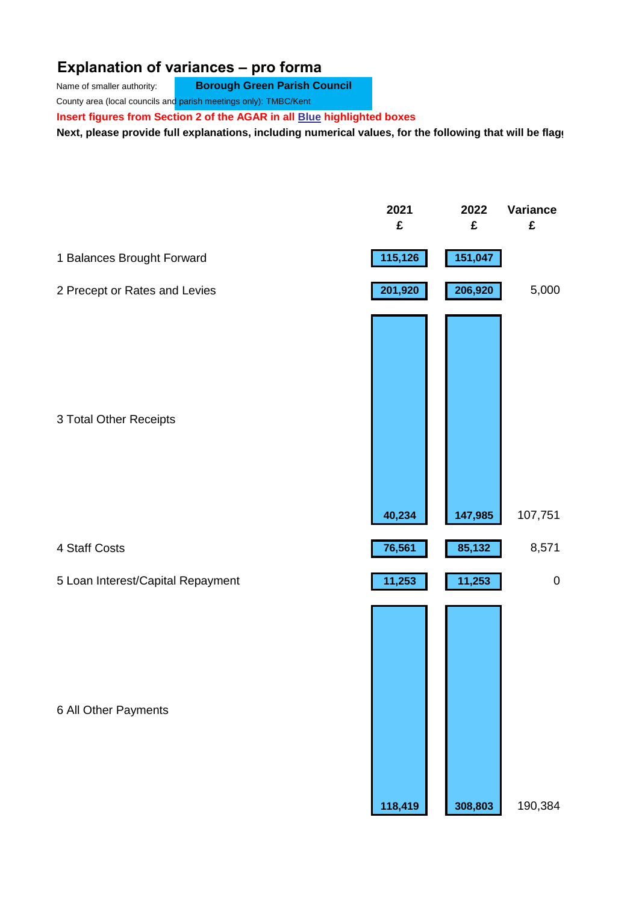# Explanation of variances – pro forma

Name of smaller authority: **Borough Green Parish Council**

County area (local councils and parish meetings only): TMBC/Kent

**Insert figures from Section 2 of the AGAR in all Blue highlighted boxes**

**Next, please provide full explanations, including numerical values, for the following that will be flag**

| | 2021 £ | 2022 £ | Variance £ |
|---|---|---|---|
| 1 Balances Brought Forward | 115,126 | 151,047 | |
| 2 Precept or Rates and Levies | 201,920 | 206,920 | 5,000 |
| 3 Total Other Receipts | 40,234 | 147,985 | 107,751 |
| 4 Staff Costs | 76,561 | 85,132 | 8,571 |
| 5 Loan Interest/Capital Repayment | 11,253 | 11,253 | 0 |
| 6 All Other Payments | 118,419 | 308,803 | 190,384 |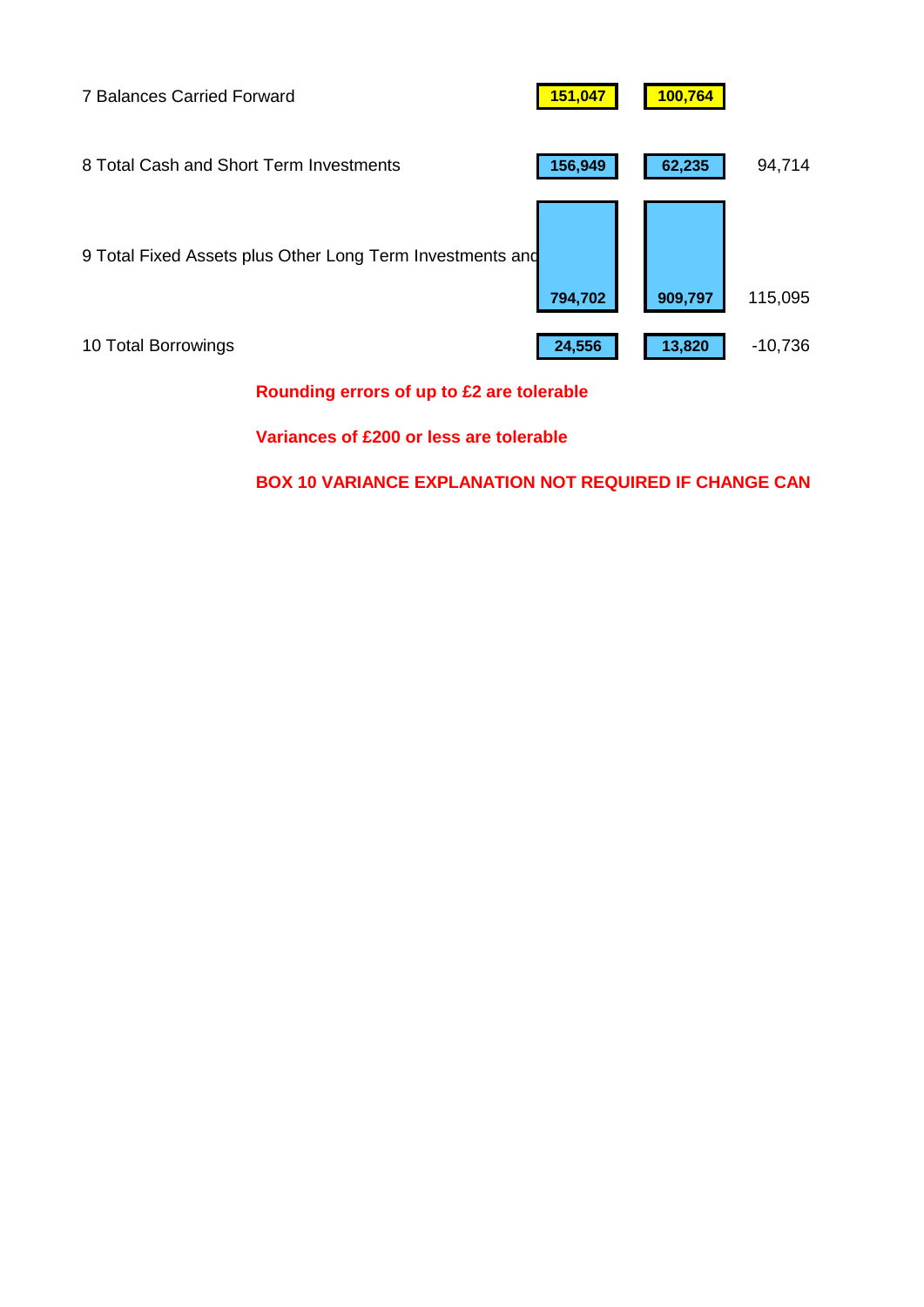| | | | |
|---|---|---|---|
| 7 Balances Carried Forward | **151,047** | **100,764** | |
| 8 Total Cash and Short Term Investments | **156,949** | **62,235** | 94,714 |
| 9 Total Fixed Assets plus Other Long Term Investments and | **794,702** | **909,797** | 115,095 |
| 10 Total Borrowings | **24,556** | **13,820** | -10,736 |

**Rounding errors of up to £2 are tolerable**

**Variances of £200 or less are tolerable**

**BOX 10 VARIANCE EXPLANATION NOT REQUIRED IF CHANGE CAN**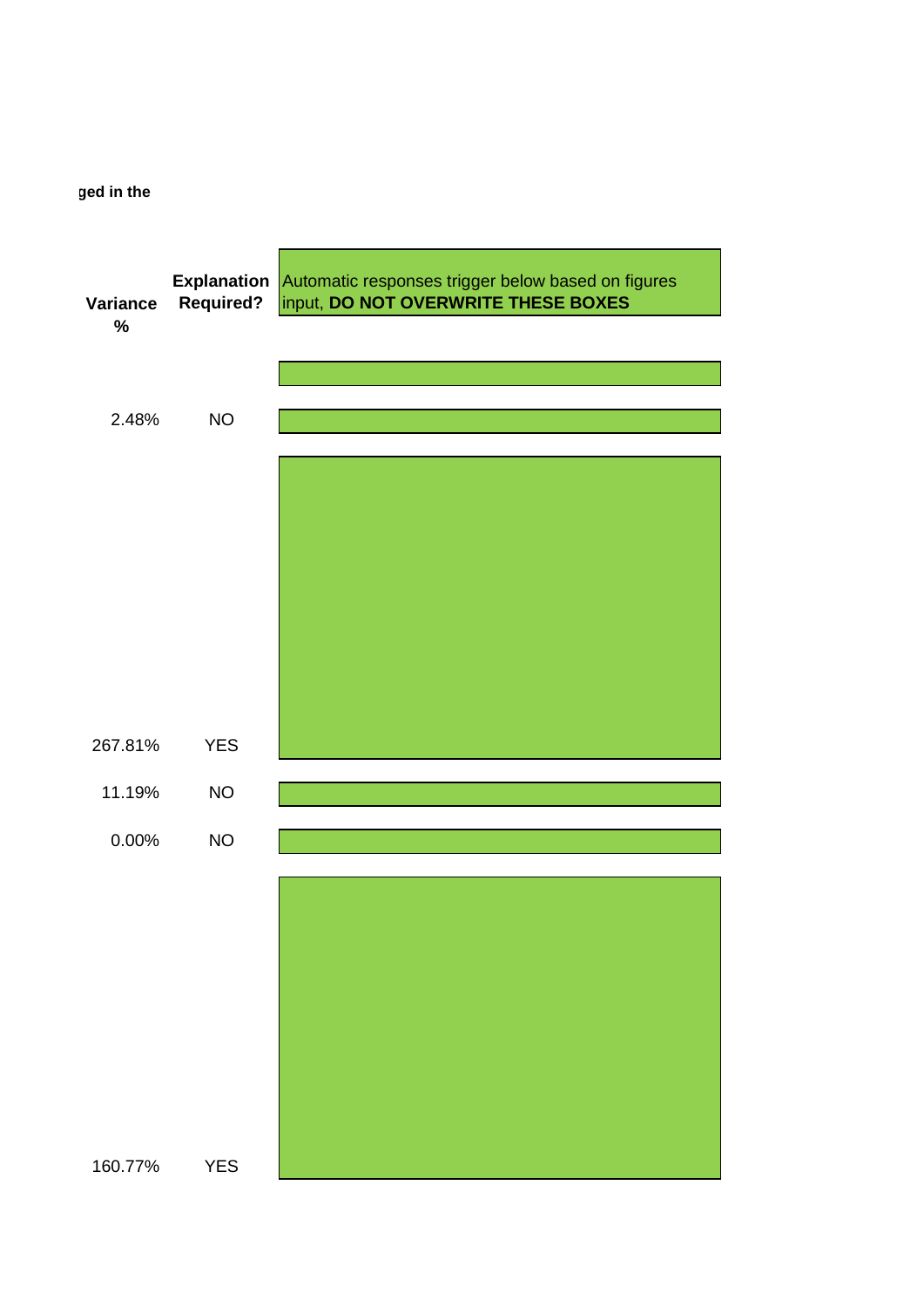ged in the

| Variance % | Explanation Required? | Automatic responses trigger below based on figures input, **DO NOT OVERWRITE THESE BOXES** |
|---|---|---|
| | | |
| 2.48% | NO | |
| 267.81% | YES | |
| 11.19% | NO | |
| 0.00% | NO | |
| 160.77% | YES | |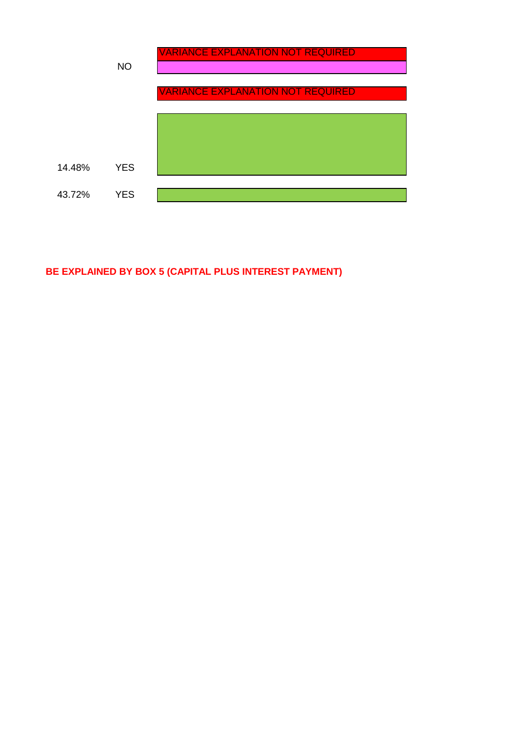| | | |
|---|---|---|
| | | VARIANCE EXPLANATION NOT REQUIRED |
| | NO | |
| | | VARIANCE EXPLANATION NOT REQUIRED |
| 14.48% | YES | |
| 43.72% | YES | |

**BE EXPLAINED BY BOX 5 (CAPITAL PLUS INTEREST PAYMENT)**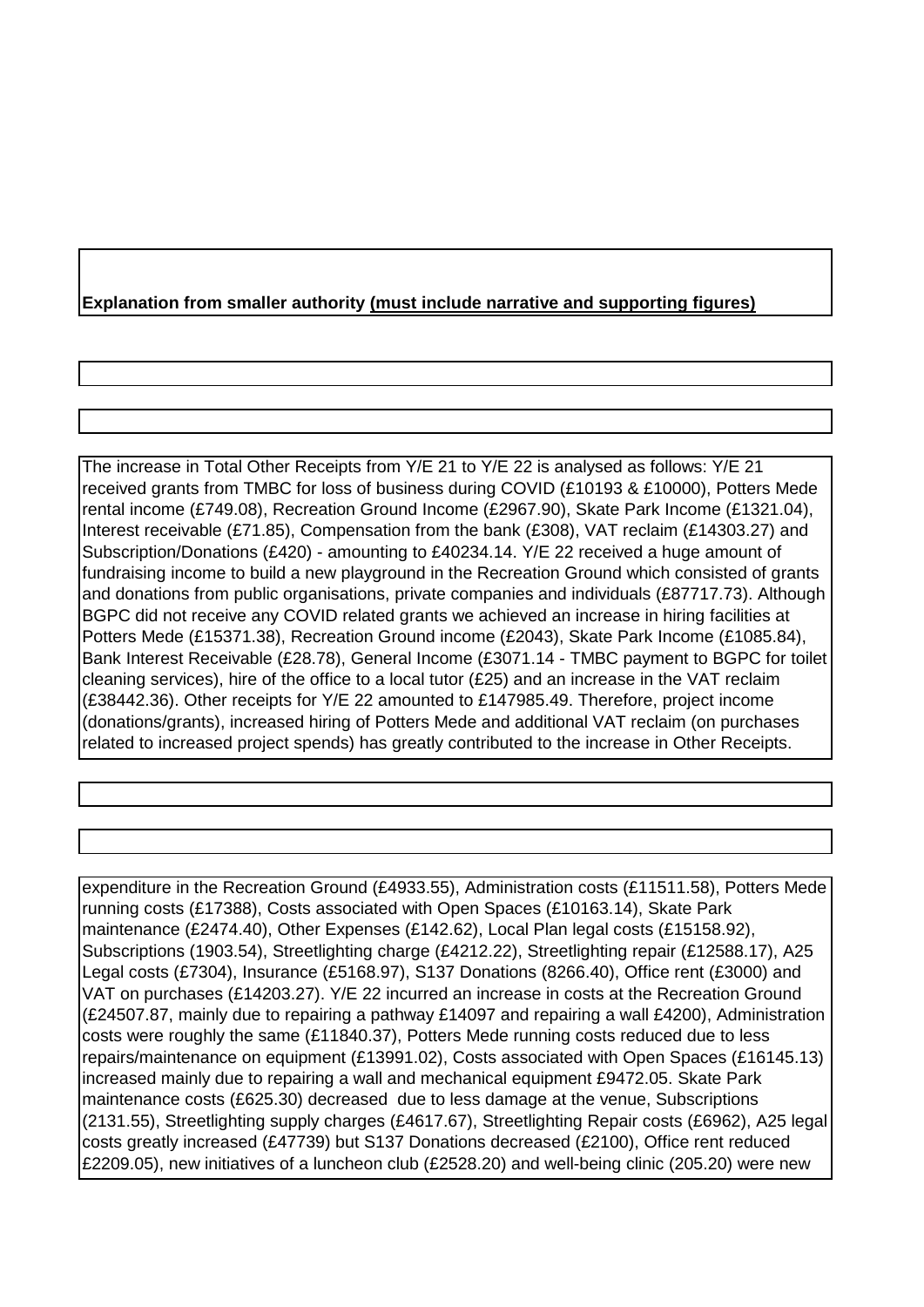**Explanation from smaller authority (must include narrative and supporting figures)**

The increase in Total Other Receipts from Y/E 21 to Y/E 22 is analysed as follows: Y/E 21 received grants from TMBC for loss of business during COVID (£10193 & £10000), Potters Mede rental income (£749.08), Recreation Ground Income (£2967.90), Skate Park Income (£1321.04), Interest receivable (£71.85), Compensation from the bank (£308), VAT reclaim (£14303.27) and Subscription/Donations (£420) - amounting to £40234.14. Y/E 22 received a huge amount of fundraising income to build a new playground in the Recreation Ground which consisted of grants and donations from public organisations, private companies and individuals (£87717.73). Although BGPC did not receive any COVID related grants we achieved an increase in hiring facilities at Potters Mede (£15371.38), Recreation Ground income (£2043), Skate Park Income (£1085.84), Bank Interest Receivable (£28.78), General Income (£3071.14 - TMBC payment to BGPC for toilet cleaning services), hire of the office to a local tutor (£25) and an increase in the VAT reclaim (£38442.36). Other receipts for Y/E 22 amounted to £147985.49. Therefore, project income (donations/grants), increased hiring of Potters Mede and additional VAT reclaim (on purchases related to increased project spends) has greatly contributed to the increase in Other Receipts.

expenditure in the Recreation Ground (£4933.55), Administration costs (£11511.58), Potters Mede running costs (£17388), Costs associated with Open Spaces (£10163.14), Skate Park maintenance (£2474.40), Other Expenses (£142.62), Local Plan legal costs (£15158.92), Subscriptions (1903.54), Streetlighting charge (£4212.22), Streetlighting repair (£12588.17), A25 Legal costs (£7304), Insurance (£5168.97), S137 Donations (8266.40), Office rent (£3000) and VAT on purchases (£14203.27). Y/E 22 incurred an increase in costs at the Recreation Ground (£24507.87, mainly due to repairing a pathway £14097 and repairing a wall £4200), Administration costs were roughly the same (£11840.37), Potters Mede running costs reduced due to less repairs/maintenance on equipment (£13991.02), Costs associated with Open Spaces (£16145.13) increased mainly due to repairing a wall and mechanical equipment £9472.05. Skate Park maintenance costs (£625.30) decreased due to less damage at the venue, Subscriptions (2131.55), Streetlighting supply charges (£4617.67), Streetlighting Repair costs (£6962), A25 legal costs greatly increased (£47739) but S137 Donations decreased (£2100), Office rent reduced £2209.05), new initiatives of a luncheon club (£2528.20) and well-being clinic (205.20) were new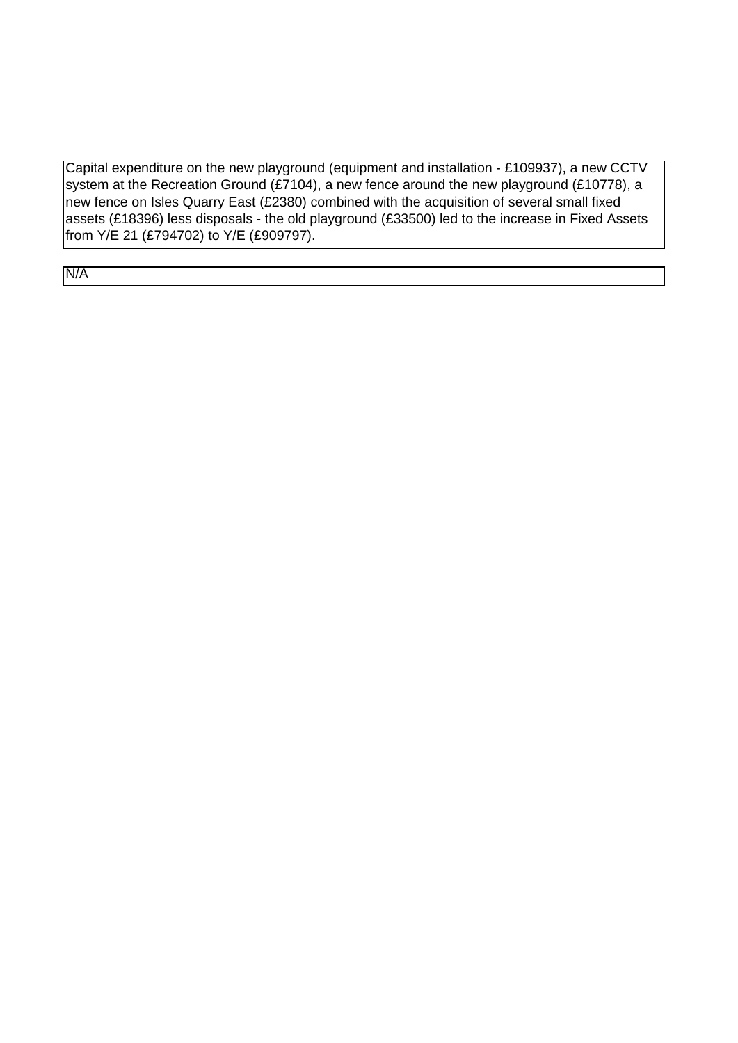Capital expenditure on the new playground (equipment and installation - £109937), a new CCTV system at the Recreation Ground (£7104), a new fence around the new playground (£10778), a new fence on Isles Quarry East (£2380) combined with the acquisition of several small fixed assets (£18396) less disposals - the old playground (£33500) led to the increase in Fixed Assets from Y/E 21 (£794702) to Y/E (£909797).

N/A